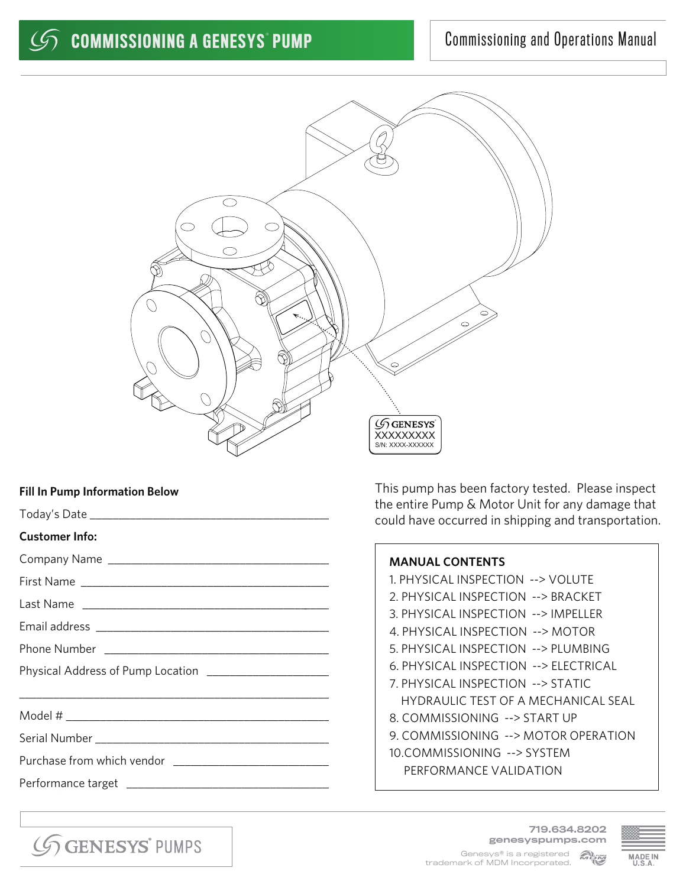# COMMISSIONING A GENESYS® PUMP

Commissioning and Operations Manual

GENESYS®
XXXXXXXXX
S/N: XXXX-XXXXXX

**Fill In Pump Information Below**

Today's Date ______________________________

**Customer Info:**

Company Name ______________________________

First Name ______________________________

Last Name ______________________________

Email address ______________________________

Phone Number ______________________________

Physical Address of Pump Location ______________________________

______________________________

Model # ______________________________

Serial Number ______________________________

Purchase from which vendor ______________________________

Performance target ______________________________

This pump has been factory tested. Please inspect the entire Pump & Motor Unit for any damage that could have occurred in shipping and transportation.

**MANUAL CONTENTS**

1. PHYSICAL INSPECTION --> VOLUTE
2. PHYSICAL INSPECTION --> BRACKET
3. PHYSICAL INSPECTION --> IMPELLER
4. PHYSICAL INSPECTION --> MOTOR
5. PHYSICAL INSPECTION --> PLUMBING
6. PHYSICAL INSPECTION --> ELECTRICAL
7. PHYSICAL INSPECTION --> STATIC HYDRAULIC TEST OF A MECHANICAL SEAL
8. COMMISSIONING --> START UP
9. COMMISSIONING --> MOTOR OPERATION
10. COMMISSIONING --> SYSTEM PERFORMANCE VALIDATION

GENESYS® PUMPS

719.634.8202
genesyspumps.com

Genesys® is a registered trademark of MDM Incorporated.

MADE IN U.S.A.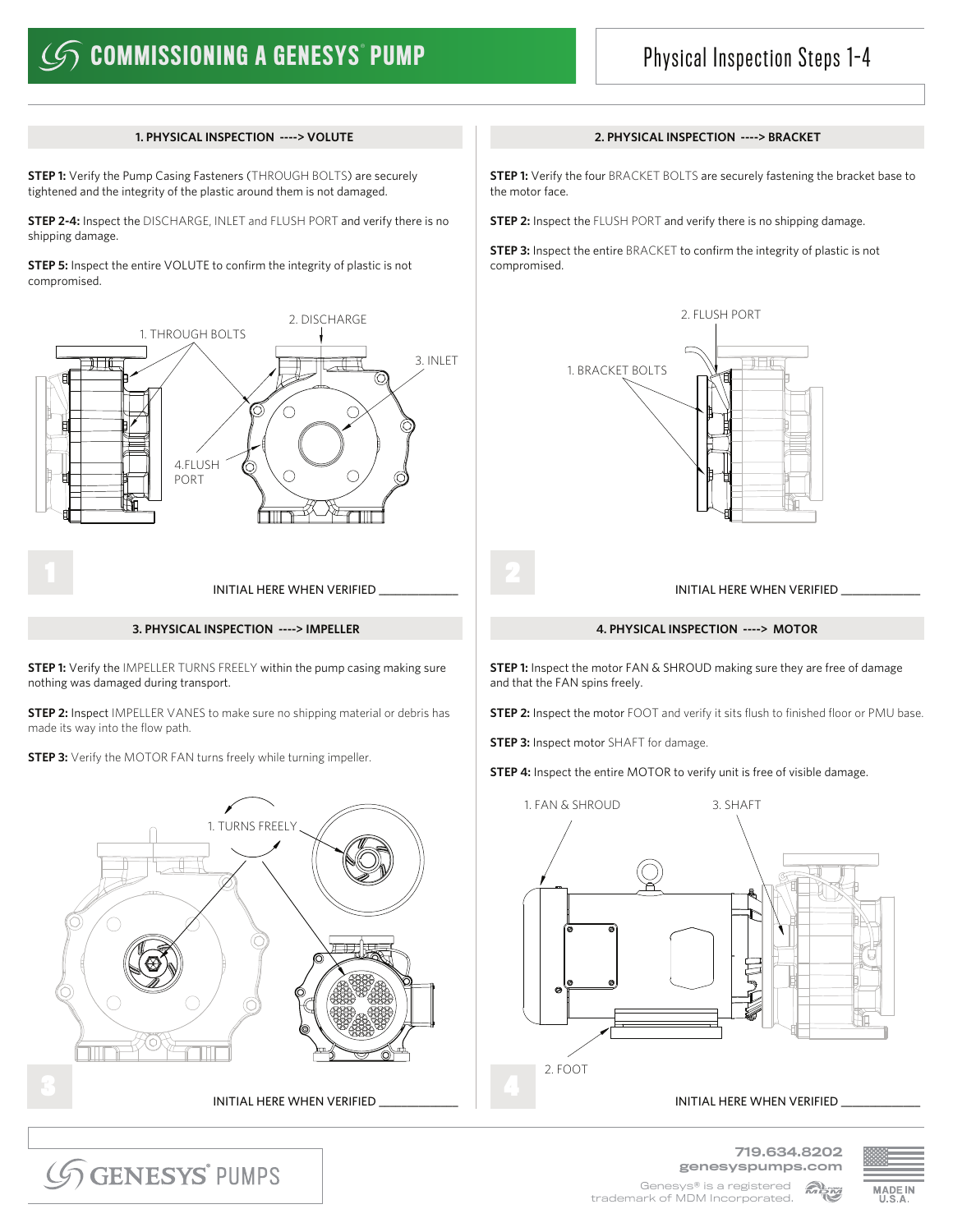# COMMISSIONING A GENESYS® PUMP

## Physical Inspection Steps 1-4

### 1. PHYSICAL INSPECTION ----> VOLUTE

**STEP 1:** Verify the Pump Casing Fasteners (THROUGH BOLTS) are securely tightened and the integrity of the plastic around them is not damaged.

**STEP 2-4:** Inspect the DISCHARGE, INLET and FLUSH PORT and verify there is no shipping damage.

**STEP 5:** Inspect the entire VOLUTE to confirm the integrity of plastic is not compromised.

1. THROUGH BOLTS
2. DISCHARGE
3. INLET
4. FLUSH PORT

INITIAL HERE WHEN VERIFIED ____________

### 2. PHYSICAL INSPECTION ----> BRACKET

**STEP 1:** Verify the four BRACKET BOLTS are securely fastening the bracket base to the motor face.

**STEP 2:** Inspect the FLUSH PORT and verify there is no shipping damage.

**STEP 3:** Inspect the entire BRACKET to confirm the integrity of plastic is not compromised.

1. BRACKET BOLTS
2. FLUSH PORT

INITIAL HERE WHEN VERIFIED ____________

### 3. PHYSICAL INSPECTION ----> IMPELLER

**STEP 1:** Verify the IMPELLER TURNS FREELY within the pump casing making sure nothing was damaged during transport.

**STEP 2:** Inspect IMPELLER VANES to make sure no shipping material or debris has made its way into the flow path.

**STEP 3:** Verify the MOTOR FAN turns freely while turning impeller.

1. TURNS FREELY

INITIAL HERE WHEN VERIFIED ____________

### 4. PHYSICAL INSPECTION ----> MOTOR

**STEP 1:** Inspect the motor FAN & SHROUD making sure they are free of damage and that the FAN spins freely.

**STEP 2:** Inspect the motor FOOT and verify it sits flush to finished floor or PMU base.

**STEP 3:** Inspect motor SHAFT for damage.

**STEP 4:** Inspect the entire MOTOR to verify unit is free of visible damage.

1. FAN & SHROUD
2. FOOT
3. SHAFT

INITIAL HERE WHEN VERIFIED ____________

GENESYS® PUMPS

719.634.8202
genesyspumps.com

Genesys® is a registered trademark of MDM Incorporated.

MADE IN U.S.A.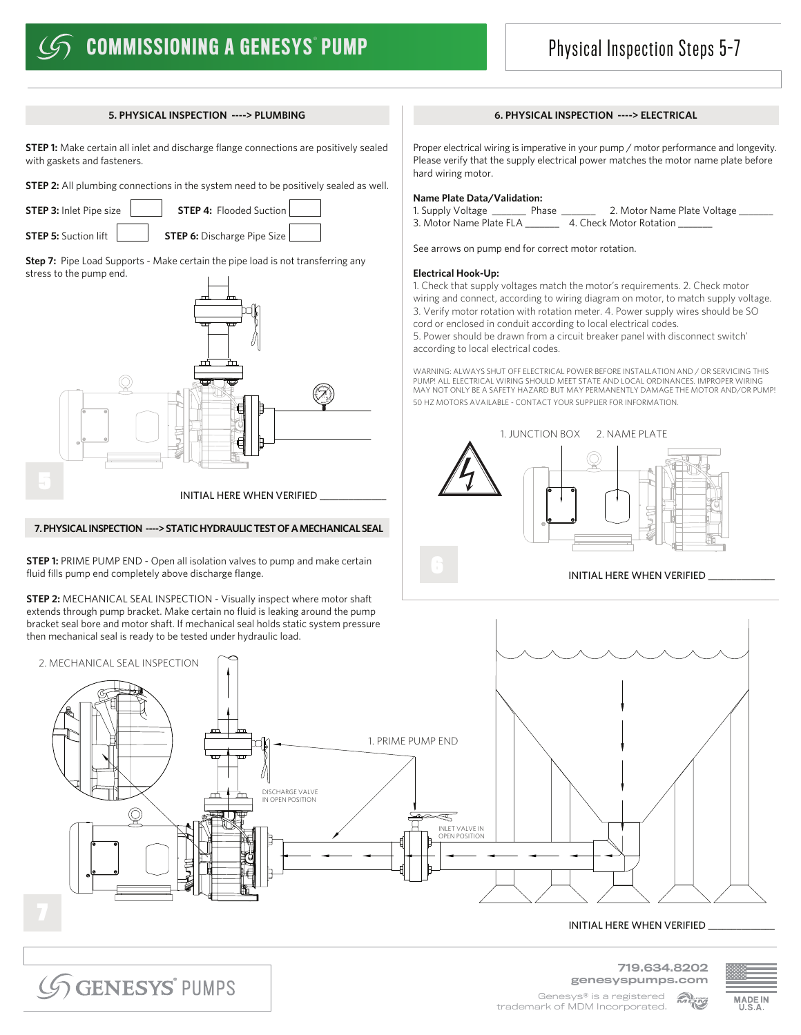# COMMISSIONING A GENESYS® PUMP

## Physical Inspection Steps 5-7

### 5. PHYSICAL INSPECTION ----> PLUMBING

**STEP 1:** Make certain all inlet and discharge flange connections are positively sealed with gaskets and fasteners.

**STEP 2:** All plumbing connections in the system need to be positively sealed as well.

**STEP 3:** Inlet Pipe size ☐ **STEP 4:** Flooded Suction ☐

**STEP 5:** Suction lift ☐ **STEP 6:** Discharge Pipe Size ☐

**Step 7:** Pipe Load Supports - Make certain the pipe load is not transferring any stress to the pump end.

INITIAL HERE WHEN VERIFIED ____________

### 6. PHYSICAL INSPECTION ----> ELECTRICAL

Proper electrical wiring is imperative in your pump / motor performance and longevity. Please verify that the supply electrical power matches the motor name plate before hard wiring motor.

**Name Plate Data/Validation:**

1. Supply Voltage _______ Phase _______ 2. Motor Name Plate Voltage _______
3. Motor Name Plate FLA _______ 4. Check Motor Rotation _______

See arrows on pump end for correct motor rotation.

**Electrical Hook-Up:**

1. Check that supply voltages match the motor's requirements. 2. Check motor wiring and connect, according to wiring diagram on motor, to match supply voltage. 3. Verify motor rotation with rotation meter. 4. Power supply wires should be SO cord or enclosed in conduit according to local electrical codes.
5. Power should be drawn from a circuit breaker panel with disconnect switch' according to local electrical codes.

WARNING: ALWAYS SHUT OFF ELECTRICAL POWER BEFORE INSTALLATION AND / OR SERVICING THIS PUMP! ALL ELECTRICAL WIRING SHOULD MEET STATE AND LOCAL ORDINANCES. IMPROPER WIRING MAY NOT ONLY BE A SAFETY HAZARD BUT MAY PERMANENTLY DAMAGE THE MOTOR AND/OR PUMP! 50 HZ MOTORS AVAILABLE - CONTACT YOUR SUPPLIER FOR INFORMATION.

1. JUNCTION BOX 2. NAME PLATE

INITIAL HERE WHEN VERIFIED ____________

### 7. PHYSICAL INSPECTION ----> STATIC HYDRAULIC TEST OF A MECHANICAL SEAL

**STEP 1:** PRIME PUMP END - Open all isolation valves to pump and make certain fluid fills pump end completely above discharge flange.

**STEP 2:** MECHANICAL SEAL INSPECTION - Visually inspect where motor shaft extends through pump bracket. Make certain no fluid is leaking around the pump bracket seal bore and motor shaft. If mechanical seal holds static system pressure then mechanical seal is ready to be tested under hydraulic load.

2. MECHANICAL SEAL INSPECTION

1. PRIME PUMP END

DISCHARGE VALVE IN OPEN POSITION

INLET VALVE IN OPEN POSITION

INITIAL HERE WHEN VERIFIED ____________

GENESYS® PUMPS

719.634.8202
genesyspumps.com
Genesys® is a registered trademark of MDM Incorporated.

MADE IN U.S.A.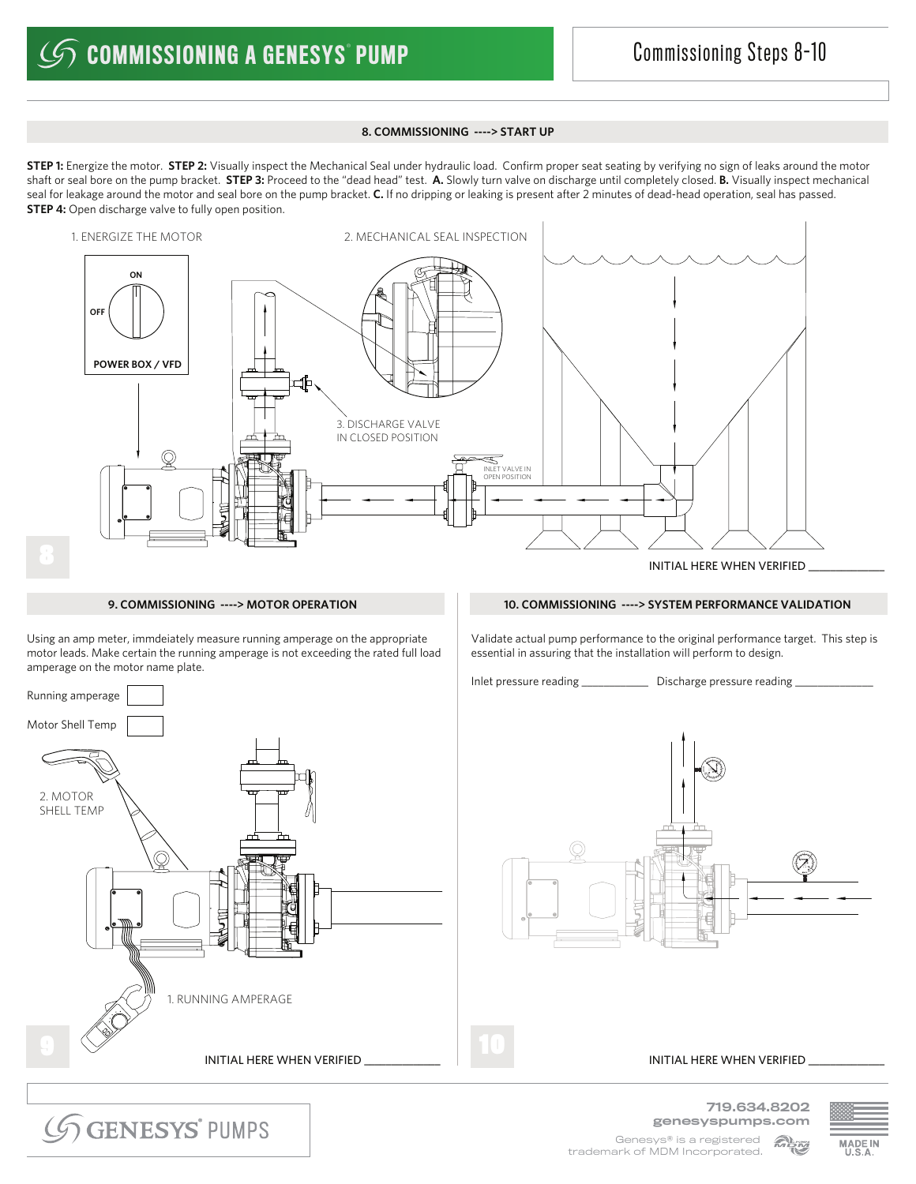# COMMISSIONING A GENESYS® PUMP

## Commissioning Steps 8-10

### 8. COMMISSIONING ----> START UP

**STEP 1:** Energize the motor. **STEP 2:** Visually inspect the Mechanical Seal under hydraulic load. Confirm proper seat seating by verifying no sign of leaks around the motor shaft or seal bore on the pump bracket. **STEP 3:** Proceed to the "dead head" test. **A.** Slowly turn valve on discharge until completely closed. **B.** Visually inspect mechanical seal for leakage around the motor and seal bore on the pump bracket. **C.** If no dripping or leaking is present after 2 minutes of dead-head operation, seal has passed.
**STEP 4:** Open discharge valve to fully open position.

1. ENERGIZE THE MOTOR

ON

OFF

POWER BOX / VFD

2. MECHANICAL SEAL INSPECTION

3. DISCHARGE VALVE IN CLOSED POSITION

INLET VALVE IN OPEN POSITION

8

INITIAL HERE WHEN VERIFIED ____________

### 9. COMMISSIONING ----> MOTOR OPERATION

Using an amp meter, immdeiately measure running amperage on the appropriate motor leads. Make certain the running amperage is not exceeding the rated full load amperage on the motor name plate.

Running amperage [ ]

Motor Shell Temp [ ]

2. MOTOR SHELL TEMP

1. RUNNING AMPERAGE

9

INITIAL HERE WHEN VERIFIED ____________

### 10. COMMISSIONING ----> SYSTEM PERFORMANCE VALIDATION

Validate actual pump performance to the original performance target. This step is essential in assuring that the installation will perform to design.

Inlet pressure reading ___________ Discharge pressure reading _____________

10

INITIAL HERE WHEN VERIFIED ____________

GENESYS® PUMPS

719.634.8202
genesyspumps.com

Genesys® is a registered trademark of MDM Incorporated.

MADE IN U.S.A.